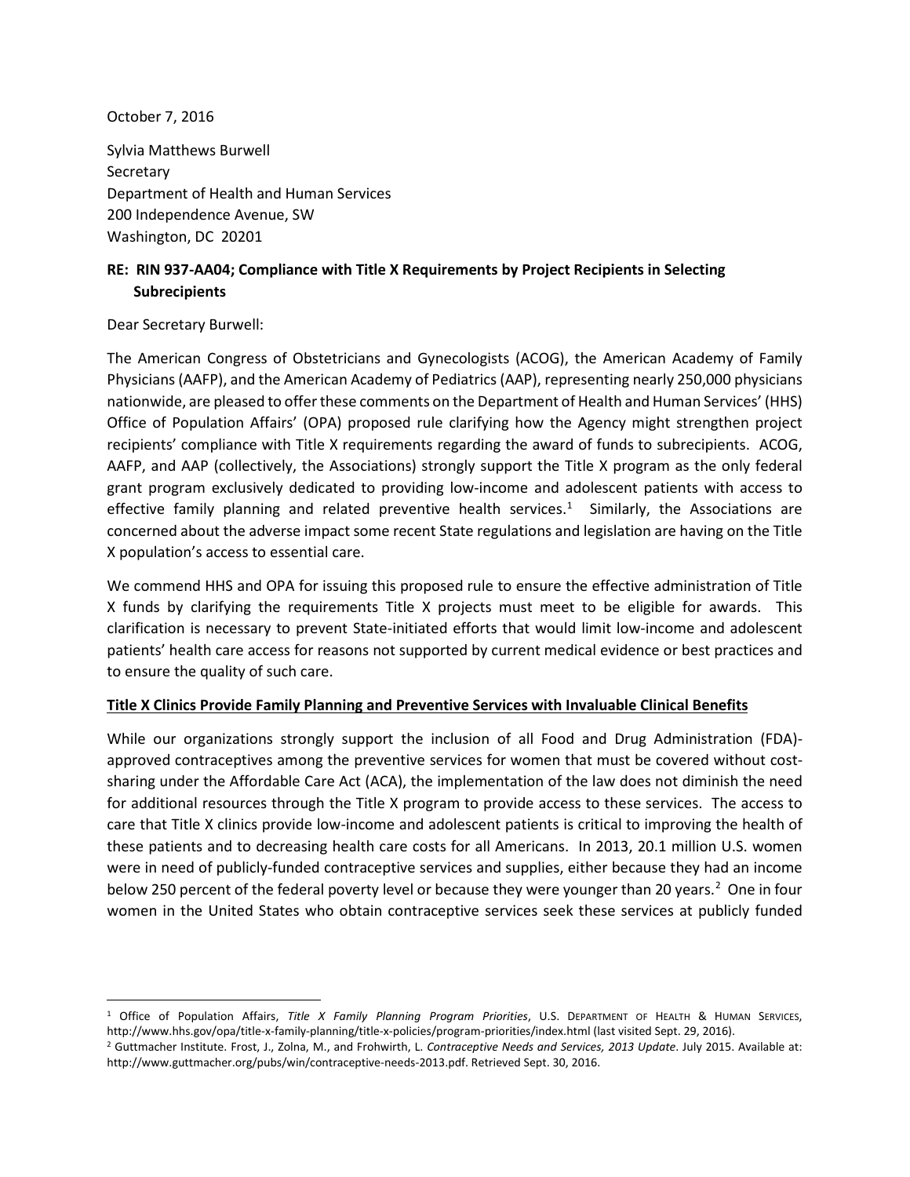October 7, 2016

Sylvia Matthews Burwell  
Secretary  
Department of Health and Human Services  
200 Independence Avenue, SW  
Washington, DC 20201

**RE: RIN 937-AA04; Compliance with Title X Requirements by Project Recipients in Selecting Subrecipients**

Dear Secretary Burwell:

The American Congress of Obstetricians and Gynecologists (ACOG), the American Academy of Family Physicians (AAFP), and the American Academy of Pediatrics (AAP), representing nearly 250,000 physicians nationwide, are pleased to offer these comments on the Department of Health and Human Services' (HHS) Office of Population Affairs' (OPA) proposed rule clarifying how the Agency might strengthen project recipients' compliance with Title X requirements regarding the award of funds to subrecipients. ACOG, AAFP, and AAP (collectively, the Associations) strongly support the Title X program as the only federal grant program exclusively dedicated to providing low-income and adolescent patients with access to effective family planning and related preventive health services.[1] Similarly, the Associations are concerned about the adverse impact some recent State regulations and legislation are having on the Title X population's access to essential care.

We commend HHS and OPA for issuing this proposed rule to ensure the effective administration of Title X funds by clarifying the requirements Title X projects must meet to be eligible for awards. This clarification is necessary to prevent State-initiated efforts that would limit low-income and adolescent patients' health care access for reasons not supported by current medical evidence or best practices and to ensure the quality of such care.

**<u>Title X Clinics Provide Family Planning and Preventive Services with Invaluable Clinical Benefits</u>**

While our organizations strongly support the inclusion of all Food and Drug Administration (FDA)-approved contraceptives among the preventive services for women that must be covered without cost-sharing under the Affordable Care Act (ACA), the implementation of the law does not diminish the need for additional resources through the Title X program to provide access to these services. The access to care that Title X clinics provide low-income and adolescent patients is critical to improving the health of these patients and to decreasing health care costs for all Americans. In 2013, 20.1 million U.S. women were in need of publicly-funded contraceptive services and supplies, either because they had an income below 250 percent of the federal poverty level or because they were younger than 20 years.[2] One in four women in the United States who obtain contraceptive services seek these services at publicly funded

---

[1] Office of Population Affairs, *Title X Family Planning Program Priorities*, U.S. DEPARTMENT OF HEALTH & HUMAN SERVICES, http://www.hhs.gov/opa/title-x-family-planning/title-x-policies/program-priorities/index.html (last visited Sept. 29, 2016).

[2] Guttmacher Institute. Frost, J., Zolna, M., and Frohwirth, L. *Contraceptive Needs and Services, 2013 Update*. July 2015. Available at: http://www.guttmacher.org/pubs/win/contraceptive-needs-2013.pdf. Retrieved Sept. 30, 2016.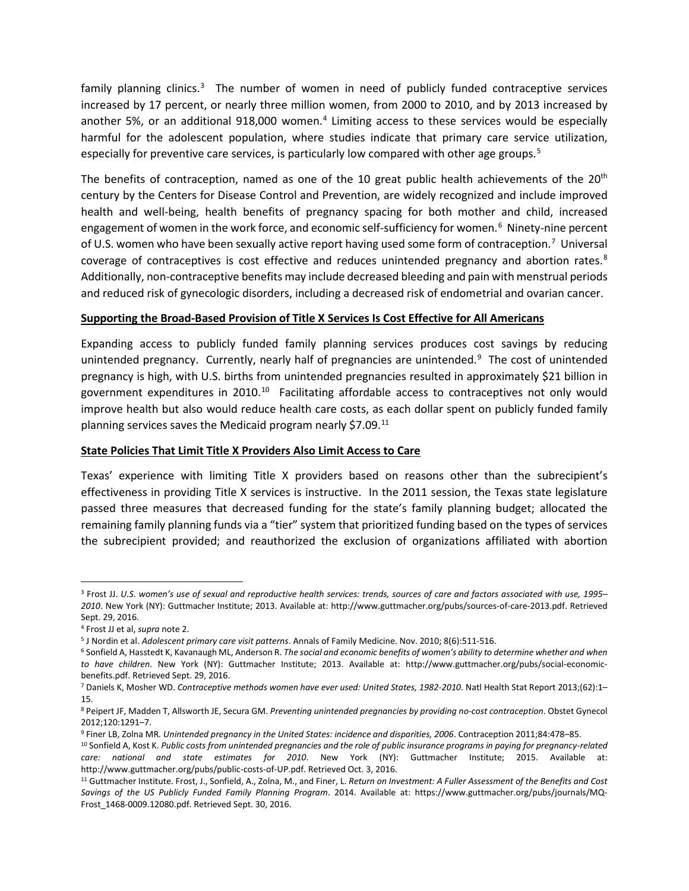family planning clinics.[3] The number of women in need of publicly funded contraceptive services increased by 17 percent, or nearly three million women, from 2000 to 2010, and by 2013 increased by another 5%, or an additional 918,000 women.[4] Limiting access to these services would be especially harmful for the adolescent population, where studies indicate that primary care service utilization, especially for preventive care services, is particularly low compared with other age groups.[5]

The benefits of contraception, named as one of the 10 great public health achievements of the 20th century by the Centers for Disease Control and Prevention, are widely recognized and include improved health and well-being, health benefits of pregnancy spacing for both mother and child, increased engagement of women in the work force, and economic self-sufficiency for women.[6] Ninety-nine percent of U.S. women who have been sexually active report having used some form of contraception.[7] Universal coverage of contraceptives is cost effective and reduces unintended pregnancy and abortion rates.[8] Additionally, non-contraceptive benefits may include decreased bleeding and pain with menstrual periods and reduced risk of gynecologic disorders, including a decreased risk of endometrial and ovarian cancer.

**Supporting the Broad-Based Provision of Title X Services Is Cost Effective for All Americans**

Expanding access to publicly funded family planning services produces cost savings by reducing unintended pregnancy. Currently, nearly half of pregnancies are unintended.[9] The cost of unintended pregnancy is high, with U.S. births from unintended pregnancies resulted in approximately $21 billion in government expenditures in 2010.[10] Facilitating affordable access to contraceptives not only would improve health but also would reduce health care costs, as each dollar spent on publicly funded family planning services saves the Medicaid program nearly $7.09.[11]

**State Policies That Limit Title X Providers Also Limit Access to Care**

Texas' experience with limiting Title X providers based on reasons other than the subrecipient's effectiveness in providing Title X services is instructive. In the 2011 session, the Texas state legislature passed three measures that decreased funding for the state's family planning budget; allocated the remaining family planning funds via a "tier" system that prioritized funding based on the types of services the subrecipient provided; and reauthorized the exclusion of organizations affiliated with abortion

---

[3] Frost JJ. *U.S. women's use of sexual and reproductive health services: trends, sources of care and factors associated with use, 1995–2010*. New York (NY): Guttmacher Institute; 2013. Available at: http://www.guttmacher.org/pubs/sources-of-care-2013.pdf. Retrieved Sept. 29, 2016.

[4] Frost JJ et al, *supra* note 2.

[5] J Nordin et al. *Adolescent primary care visit patterns*. Annals of Family Medicine. Nov. 2010; 8(6):511-516.

[6] Sonfield A, Hasstedt K, Kavanaugh ML, Anderson R. *The social and economic benefits of women's ability to determine whether and when to have children*. New York (NY): Guttmacher Institute; 2013. Available at: http://www.guttmacher.org/pubs/social-economic-benefits.pdf. Retrieved Sept. 29, 2016.

[7] Daniels K, Mosher WD. *Contraceptive methods women have ever used: United States, 1982-2010*. Natl Health Stat Report 2013;(62):1–15.

[8] Peipert JF, Madden T, Allsworth JE, Secura GM. *Preventing unintended pregnancies by providing no-cost contraception*. Obstet Gynecol 2012;120:1291–7.

[9] Finer LB, Zolna MR. *Unintended pregnancy in the United States: incidence and disparities, 2006*. Contraception 2011;84:478–85.

[10] Sonfield A, Kost K. *Public costs from unintended pregnancies and the role of public insurance programs in paying for pregnancy-related care: national and state estimates for 2010*. New York (NY): Guttmacher Institute; 2015. Available at: http://www.guttmacher.org/pubs/public-costs-of-UP.pdf. Retrieved Oct. 3, 2016.

[11] Guttmacher Institute. Frost, J., Sonfield, A., Zolna, M., and Finer, L. *Return on Investment: A Fuller Assessment of the Benefits and Cost Savings of the US Publicly Funded Family Planning Program*. 2014. Available at: https://www.guttmacher.org/pubs/journals/MQ-Frost_1468-0009.12080.pdf. Retrieved Sept. 30, 2016.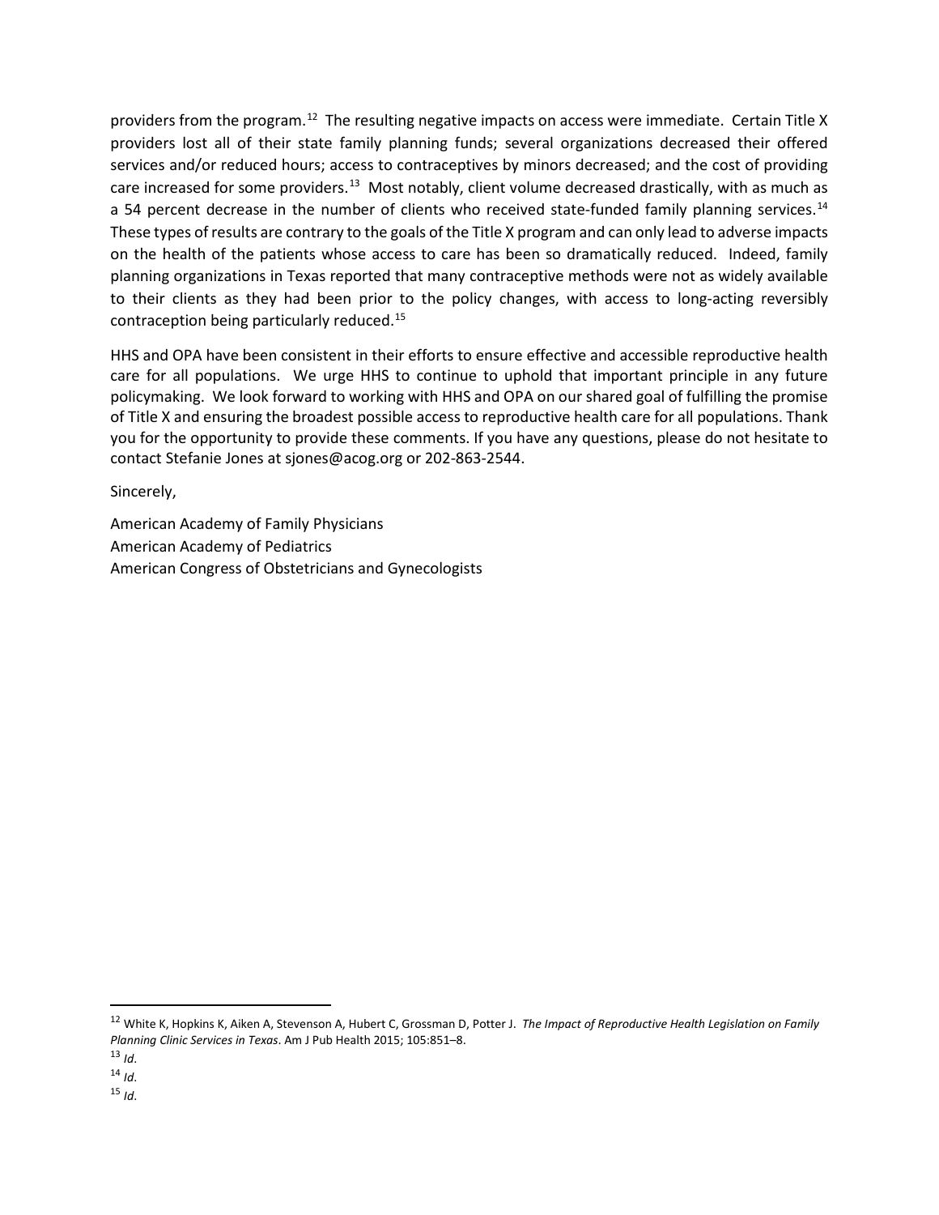providers from the program.[12] The resulting negative impacts on access were immediate. Certain Title X providers lost all of their state family planning funds; several organizations decreased their offered services and/or reduced hours; access to contraceptives by minors decreased; and the cost of providing care increased for some providers.[13] Most notably, client volume decreased drastically, with as much as a 54 percent decrease in the number of clients who received state-funded family planning services.[14] These types of results are contrary to the goals of the Title X program and can only lead to adverse impacts on the health of the patients whose access to care has been so dramatically reduced. Indeed, family planning organizations in Texas reported that many contraceptive methods were not as widely available to their clients as they had been prior to the policy changes, with access to long-acting reversibly contraception being particularly reduced.[15]

HHS and OPA have been consistent in their efforts to ensure effective and accessible reproductive health care for all populations. We urge HHS to continue to uphold that important principle in any future policymaking. We look forward to working with HHS and OPA on our shared goal of fulfilling the promise of Title X and ensuring the broadest possible access to reproductive health care for all populations. Thank you for the opportunity to provide these comments. If you have any questions, please do not hesitate to contact Stefanie Jones at sjones@acog.org or 202-863-2544.

Sincerely,

American Academy of Family Physicians
American Academy of Pediatrics
American Congress of Obstetricians and Gynecologists

---

[12] White K, Hopkins K, Aiken A, Stevenson A, Hubert C, Grossman D, Potter J. *The Impact of Reproductive Health Legislation on Family Planning Clinic Services in Texas*. Am J Pub Health 2015; 105:851–8.

[13] *Id*.

[14] *Id*.

[15] *Id*.